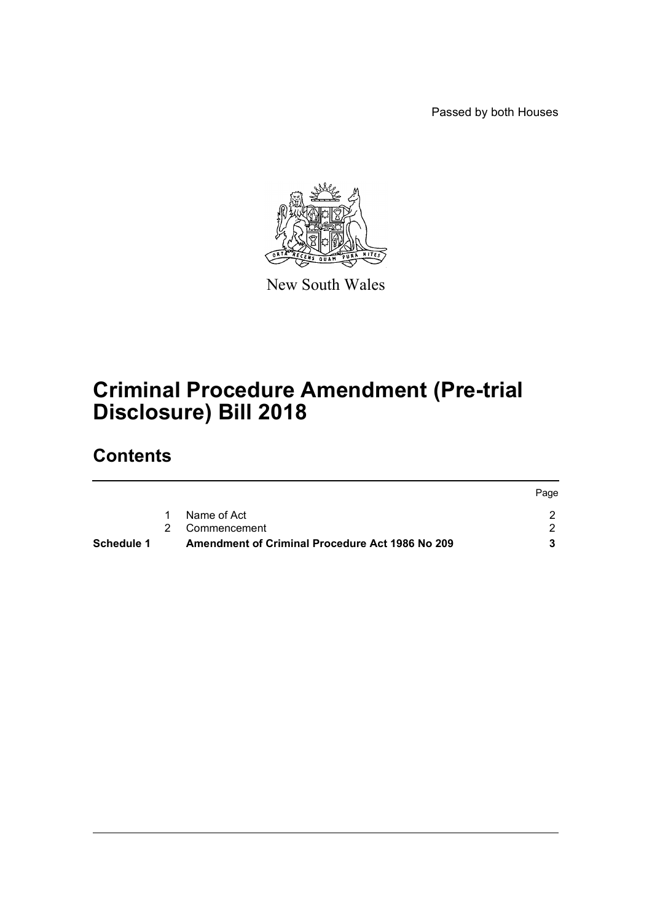Passed by both Houses

New South Wales

# Criminal Procedure Amendment (Pre-trial Disclosure) Bill 2018

## Contents

| | | | Page |
|---|---|---|---|
| | 1 | Name of Act | 2 |
| | 2 | Commencement | 2 |
| **Schedule 1** | | **Amendment of Criminal Procedure Act 1986 No 209** | **3** |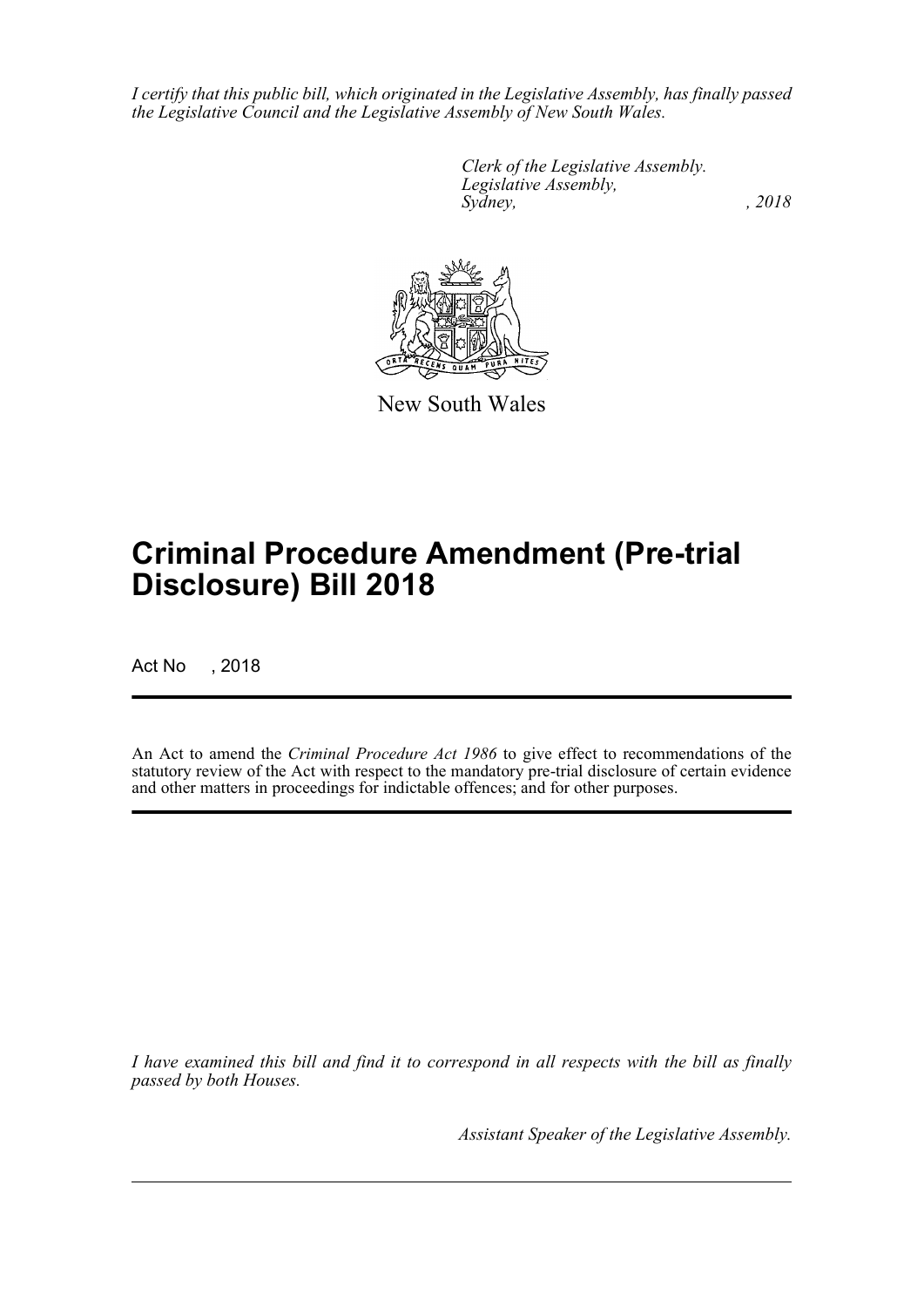*I certify that this public bill, which originated in the Legislative Assembly, has finally passed the Legislative Council and the Legislative Assembly of New South Wales.*

*Clerk of the Legislative Assembly.*
*Legislative Assembly,*
*Sydney, , 2018*

New South Wales

# Criminal Procedure Amendment (Pre-trial Disclosure) Bill 2018

Act No , 2018

An Act to amend the *Criminal Procedure Act 1986* to give effect to recommendations of the statutory review of the Act with respect to the mandatory pre-trial disclosure of certain evidence and other matters in proceedings for indictable offences; and for other purposes.

*I have examined this bill and find it to correspond in all respects with the bill as finally passed by both Houses.*

*Assistant Speaker of the Legislative Assembly.*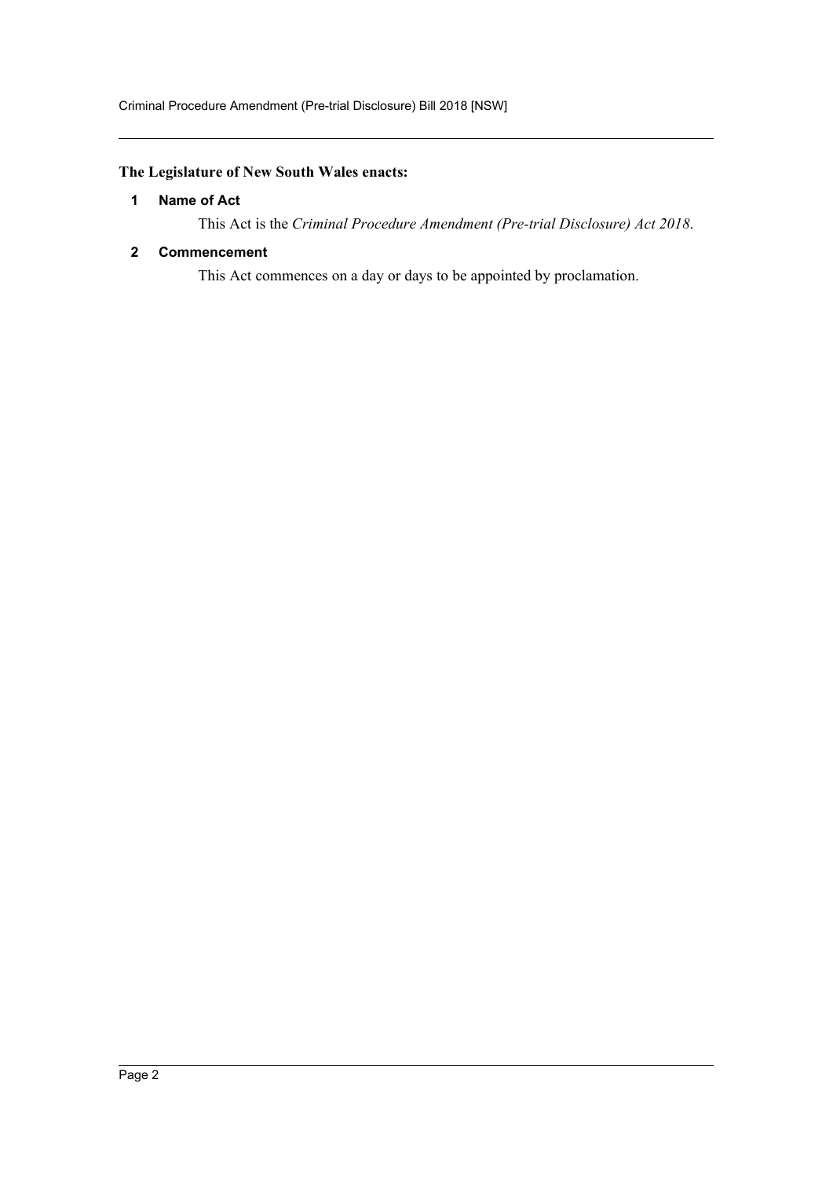**The Legislature of New South Wales enacts:**

### 1 Name of Act

This Act is the *Criminal Procedure Amendment (Pre-trial Disclosure) Act 2018*.

### 2 Commencement

This Act commences on a day or days to be appointed by proclamation.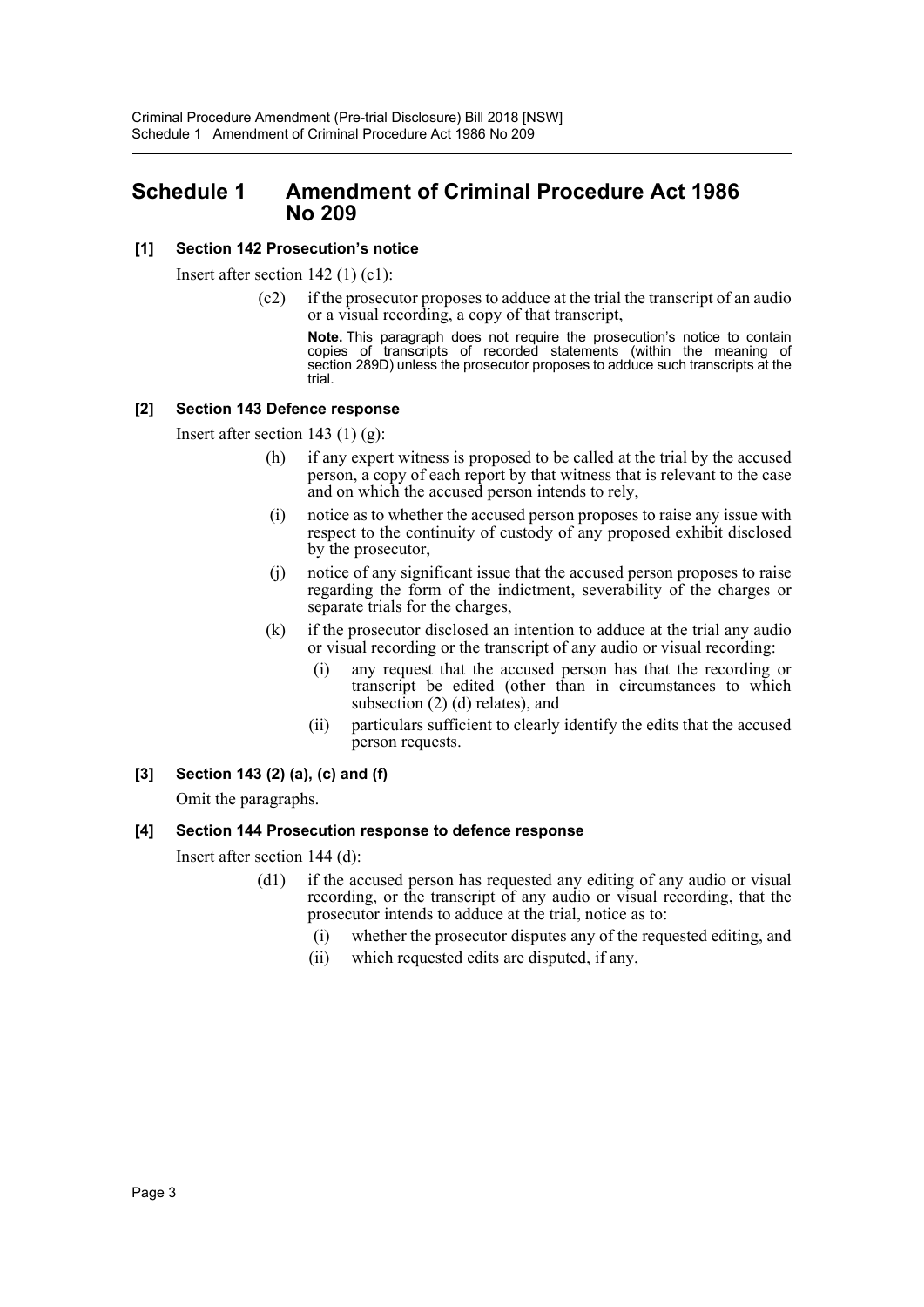# Schedule 1 Amendment of Criminal Procedure Act 1986 No 209

**[1] Section 142 Prosecution's notice**

Insert after section 142 (1) (c1):

> (c2) if the prosecutor proposes to adduce at the trial the transcript of an audio or a visual recording, a copy of that transcript,
>
> **Note.** This paragraph does not require the prosecution's notice to contain copies of transcripts of recorded statements (within the meaning of section 289D) unless the prosecutor proposes to adduce such transcripts at the trial.

**[2] Section 143 Defence response**

Insert after section 143 (1) (g):

> (h) if any expert witness is proposed to be called at the trial by the accused person, a copy of each report by that witness that is relevant to the case and on which the accused person intends to rely,
>
> (i) notice as to whether the accused person proposes to raise any issue with respect to the continuity of custody of any proposed exhibit disclosed by the prosecutor,
>
> (j) notice of any significant issue that the accused person proposes to raise regarding the form of the indictment, severability of the charges or separate trials for the charges,
>
> (k) if the prosecutor disclosed an intention to adduce at the trial any audio or visual recording or the transcript of any audio or visual recording:
>
> > (i) any request that the accused person has that the recording or transcript be edited (other than in circumstances to which subsection (2) (d) relates), and
> >
> > (ii) particulars sufficient to clearly identify the edits that the accused person requests.

**[3] Section 143 (2) (a), (c) and (f)**

Omit the paragraphs.

**[4] Section 144 Prosecution response to defence response**

Insert after section 144 (d):

> (d1) if the accused person has requested any editing of any audio or visual recording, or the transcript of any audio or visual recording, that the prosecutor intends to adduce at the trial, notice as to:
>
> > (i) whether the prosecutor disputes any of the requested editing, and
> >
> > (ii) which requested edits are disputed, if any,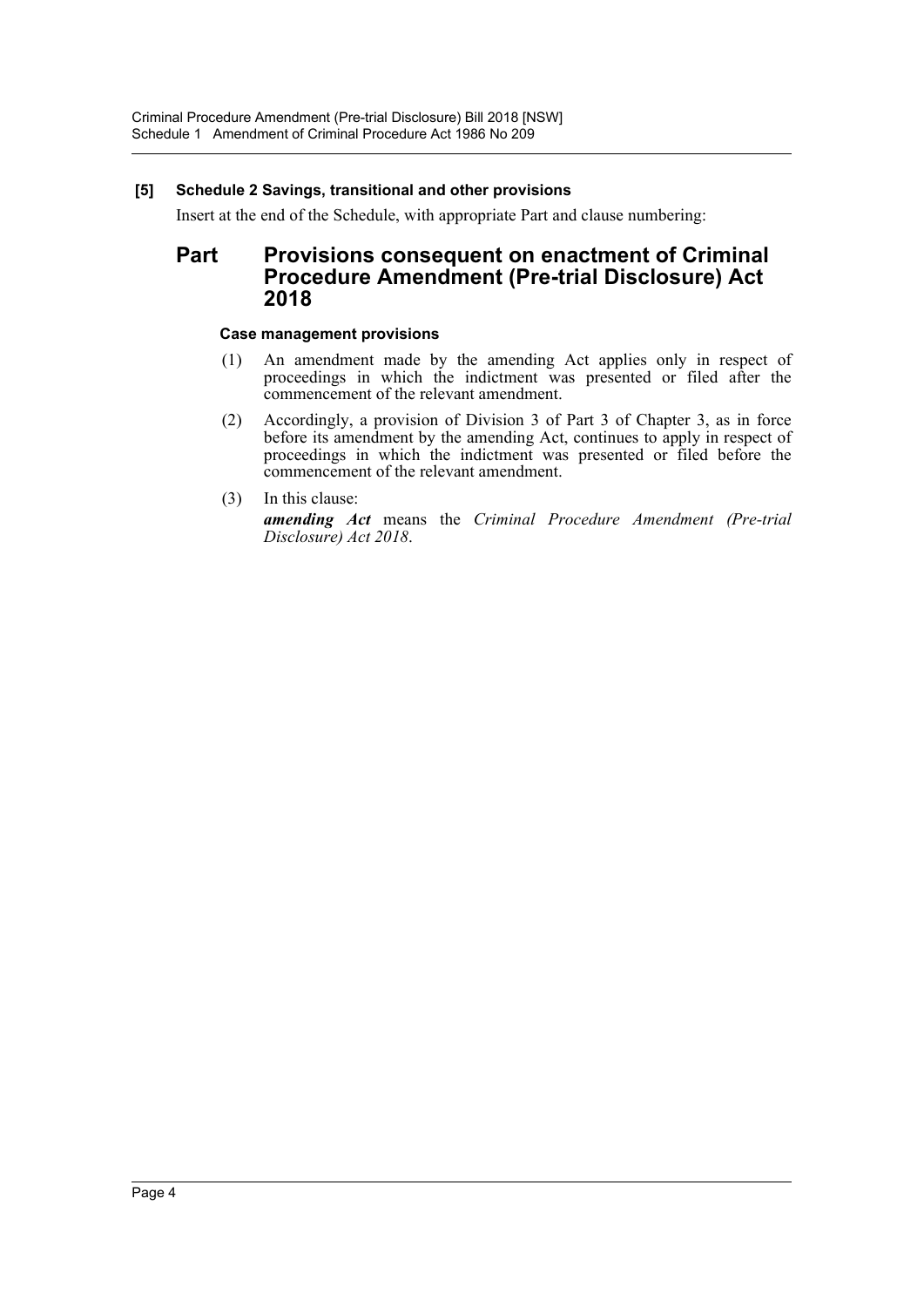### [5] Schedule 2 Savings, transitional and other provisions

Insert at the end of the Schedule, with appropriate Part and clause numbering:

## Part Provisions consequent on enactment of Criminal Procedure Amendment (Pre-trial Disclosure) Act 2018

#### Case management provisions

(1) An amendment made by the amending Act applies only in respect of proceedings in which the indictment was presented or filed after the commencement of the relevant amendment.

(2) Accordingly, a provision of Division 3 of Part 3 of Chapter 3, as in force before its amendment by the amending Act, continues to apply in respect of proceedings in which the indictment was presented or filed before the commencement of the relevant amendment.

(3) In this clause:

***amending Act*** means the *Criminal Procedure Amendment (Pre-trial Disclosure) Act 2018*.